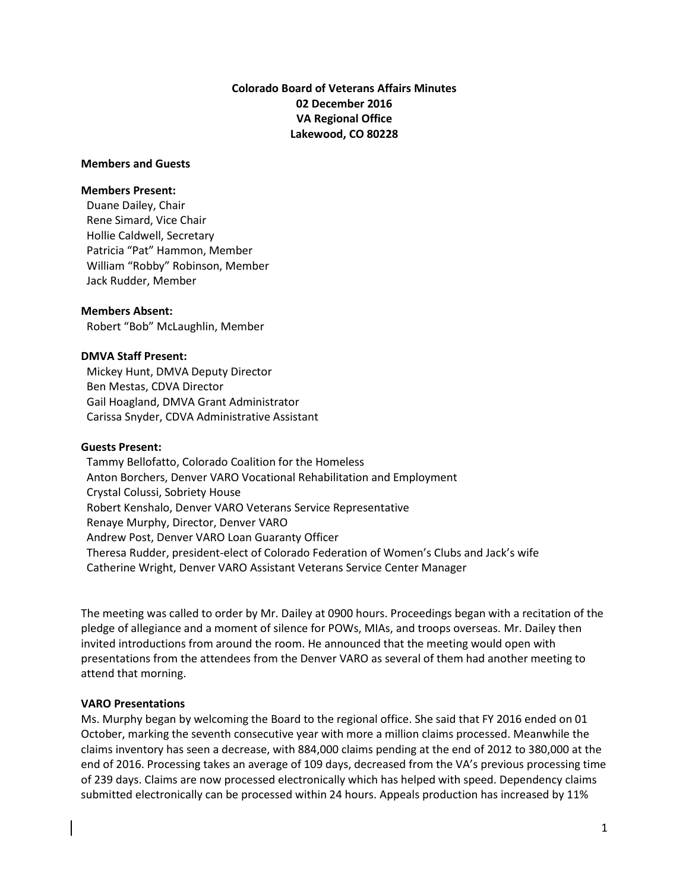**Colorado Board of Veterans Affairs Minutes**
**02 December 2016**
**VA Regional Office**
**Lakewood, CO 80228**

**Members and Guests**

**Members Present:**
Duane Dailey, Chair
Rene Simard, Vice Chair
Hollie Caldwell, Secretary
Patricia "Pat" Hammon, Member
William "Robby" Robinson, Member
Jack Rudder, Member

**Members Absent:**
Robert "Bob" McLaughlin, Member

**DMVA Staff Present:**
Mickey Hunt, DMVA Deputy Director
Ben Mestas, CDVA Director
Gail Hoagland, DMVA Grant Administrator
Carissa Snyder, CDVA Administrative Assistant

**Guests Present:**
Tammy Bellofatto, Colorado Coalition for the Homeless
Anton Borchers, Denver VARO Vocational Rehabilitation and Employment
Crystal Colussi, Sobriety House
Robert Kenshalo, Denver VARO Veterans Service Representative
Renaye Murphy, Director, Denver VARO
Andrew Post, Denver VARO Loan Guaranty Officer
Theresa Rudder, president-elect of Colorado Federation of Women's Clubs and Jack's wife
Catherine Wright, Denver VARO Assistant Veterans Service Center Manager

The meeting was called to order by Mr. Dailey at 0900 hours. Proceedings began with a recitation of the pledge of allegiance and a moment of silence for POWs, MIAs, and troops overseas. Mr. Dailey then invited introductions from around the room. He announced that the meeting would open with presentations from the attendees from the Denver VARO as several of them had another meeting to attend that morning.

**VARO Presentations**
Ms. Murphy began by welcoming the Board to the regional office. She said that FY 2016 ended on 01 October, marking the seventh consecutive year with more a million claims processed. Meanwhile the claims inventory has seen a decrease, with 884,000 claims pending at the end of 2012 to 380,000 at the end of 2016. Processing takes an average of 109 days, decreased from the VA's previous processing time of 239 days. Claims are now processed electronically which has helped with speed. Dependency claims submitted electronically can be processed within 24 hours. Appeals production has increased by 11%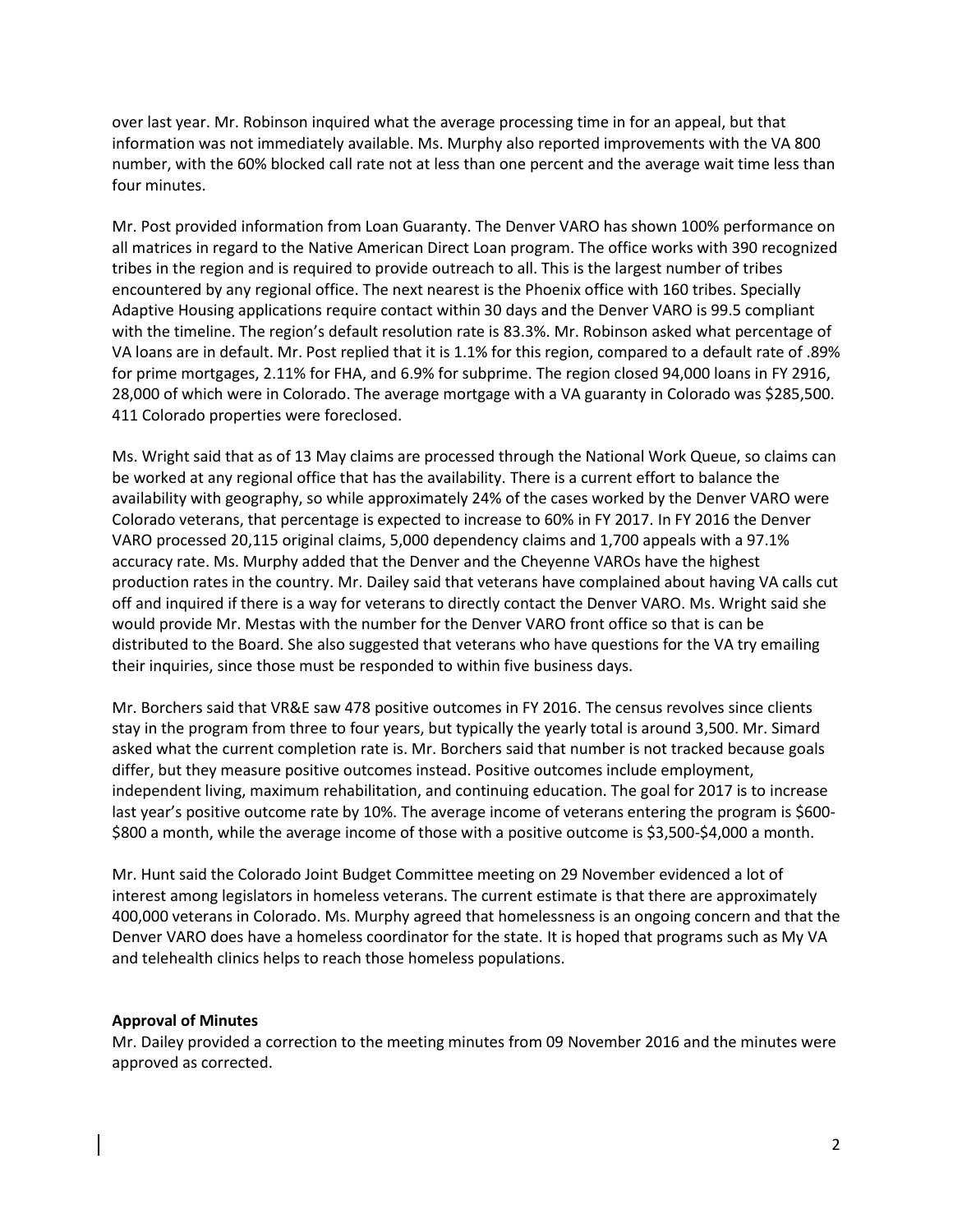over last year. Mr. Robinson inquired what the average processing time in for an appeal, but that information was not immediately available. Ms. Murphy also reported improvements with the VA 800 number, with the 60% blocked call rate not at less than one percent and the average wait time less than four minutes.

Mr. Post provided information from Loan Guaranty. The Denver VARO has shown 100% performance on all matrices in regard to the Native American Direct Loan program. The office works with 390 recognized tribes in the region and is required to provide outreach to all. This is the largest number of tribes encountered by any regional office. The next nearest is the Phoenix office with 160 tribes. Specially Adaptive Housing applications require contact within 30 days and the Denver VARO is 99.5 compliant with the timeline. The region's default resolution rate is 83.3%. Mr. Robinson asked what percentage of VA loans are in default. Mr. Post replied that it is 1.1% for this region, compared to a default rate of .89% for prime mortgages, 2.11% for FHA, and 6.9% for subprime. The region closed 94,000 loans in FY 2916, 28,000 of which were in Colorado. The average mortgage with a VA guaranty in Colorado was $285,500. 411 Colorado properties were foreclosed.

Ms. Wright said that as of 13 May claims are processed through the National Work Queue, so claims can be worked at any regional office that has the availability. There is a current effort to balance the availability with geography, so while approximately 24% of the cases worked by the Denver VARO were Colorado veterans, that percentage is expected to increase to 60% in FY 2017. In FY 2016 the Denver VARO processed 20,115 original claims, 5,000 dependency claims and 1,700 appeals with a 97.1% accuracy rate. Ms. Murphy added that the Denver and the Cheyenne VAROs have the highest production rates in the country. Mr. Dailey said that veterans have complained about having VA calls cut off and inquired if there is a way for veterans to directly contact the Denver VARO. Ms. Wright said she would provide Mr. Mestas with the number for the Denver VARO front office so that is can be distributed to the Board. She also suggested that veterans who have questions for the VA try emailing their inquiries, since those must be responded to within five business days.

Mr. Borchers said that VR&E saw 478 positive outcomes in FY 2016. The census revolves since clients stay in the program from three to four years, but typically the yearly total is around 3,500. Mr. Simard asked what the current completion rate is. Mr. Borchers said that number is not tracked because goals differ, but they measure positive outcomes instead. Positive outcomes include employment, independent living, maximum rehabilitation, and continuing education. The goal for 2017 is to increase last year's positive outcome rate by 10%. The average income of veterans entering the program is $600-$800 a month, while the average income of those with a positive outcome is $3,500-$4,000 a month.

Mr. Hunt said the Colorado Joint Budget Committee meeting on 29 November evidenced a lot of interest among legislators in homeless veterans. The current estimate is that there are approximately 400,000 veterans in Colorado. Ms. Murphy agreed that homelessness is an ongoing concern and that the Denver VARO does have a homeless coordinator for the state. It is hoped that programs such as My VA and telehealth clinics helps to reach those homeless populations.

**Approval of Minutes**

Mr. Dailey provided a correction to the meeting minutes from 09 November 2016 and the minutes were approved as corrected.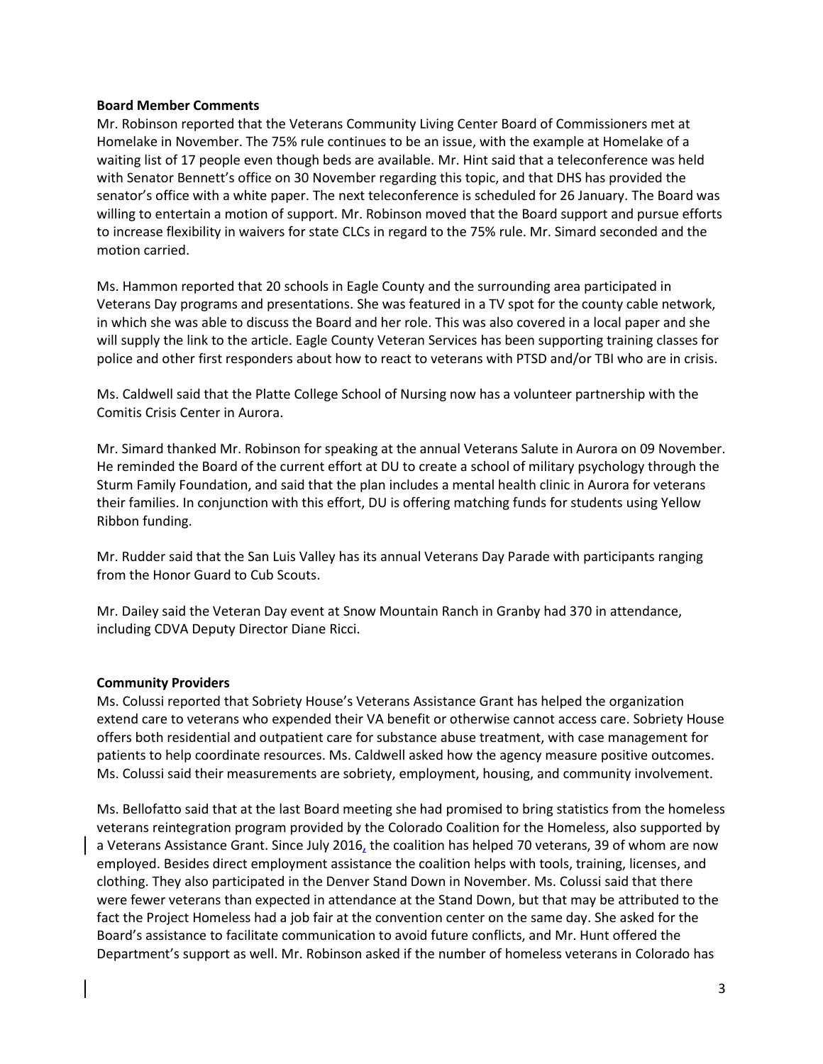**Board Member Comments**

Mr. Robinson reported that the Veterans Community Living Center Board of Commissioners met at Homelake in November. The 75% rule continues to be an issue, with the example at Homelake of a waiting list of 17 people even though beds are available. Mr. Hint said that a teleconference was held with Senator Bennett's office on 30 November regarding this topic, and that DHS has provided the senator's office with a white paper. The next teleconference is scheduled for 26 January. The Board was willing to entertain a motion of support. Mr. Robinson moved that the Board support and pursue efforts to increase flexibility in waivers for state CLCs in regard to the 75% rule. Mr. Simard seconded and the motion carried.

Ms. Hammon reported that 20 schools in Eagle County and the surrounding area participated in Veterans Day programs and presentations. She was featured in a TV spot for the county cable network, in which she was able to discuss the Board and her role. This was also covered in a local paper and she will supply the link to the article. Eagle County Veteran Services has been supporting training classes for police and other first responders about how to react to veterans with PTSD and/or TBI who are in crisis.

Ms. Caldwell said that the Platte College School of Nursing now has a volunteer partnership with the Comitis Crisis Center in Aurora.

Mr. Simard thanked Mr. Robinson for speaking at the annual Veterans Salute in Aurora on 09 November. He reminded the Board of the current effort at DU to create a school of military psychology through the Sturm Family Foundation, and said that the plan includes a mental health clinic in Aurora for veterans their families. In conjunction with this effort, DU is offering matching funds for students using Yellow Ribbon funding.

Mr. Rudder said that the San Luis Valley has its annual Veterans Day Parade with participants ranging from the Honor Guard to Cub Scouts.

Mr. Dailey said the Veteran Day event at Snow Mountain Ranch in Granby had 370 in attendance, including CDVA Deputy Director Diane Ricci.

**Community Providers**

Ms. Colussi reported that Sobriety House's Veterans Assistance Grant has helped the organization extend care to veterans who expended their VA benefit or otherwise cannot access care. Sobriety House offers both residential and outpatient care for substance abuse treatment, with case management for patients to help coordinate resources. Ms. Caldwell asked how the agency measure positive outcomes. Ms. Colussi said their measurements are sobriety, employment, housing, and community involvement.

Ms. Bellofatto said that at the last Board meeting she had promised to bring statistics from the homeless veterans reintegration program provided by the Colorado Coalition for the Homeless, also supported by a Veterans Assistance Grant. Since July 2016, the coalition has helped 70 veterans, 39 of whom are now employed. Besides direct employment assistance the coalition helps with tools, training, licenses, and clothing. They also participated in the Denver Stand Down in November. Ms. Colussi said that there were fewer veterans than expected in attendance at the Stand Down, but that may be attributed to the fact the Project Homeless had a job fair at the convention center on the same day. She asked for the Board's assistance to facilitate communication to avoid future conflicts, and Mr. Hunt offered the Department's support as well. Mr. Robinson asked if the number of homeless veterans in Colorado has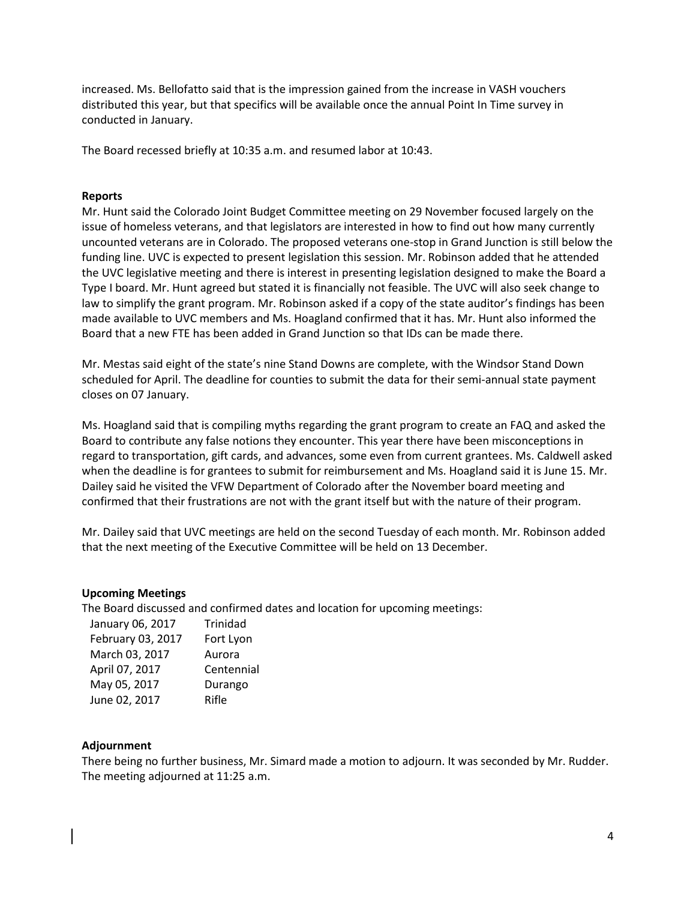increased. Ms. Bellofatto said that is the impression gained from the increase in VASH vouchers distributed this year, but that specifics will be available once the annual Point In Time survey in conducted in January.

The Board recessed briefly at 10:35 a.m. and resumed labor at 10:43.

**Reports**

Mr. Hunt said the Colorado Joint Budget Committee meeting on 29 November focused largely on the issue of homeless veterans, and that legislators are interested in how to find out how many currently uncounted veterans are in Colorado. The proposed veterans one-stop in Grand Junction is still below the funding line. UVC is expected to present legislation this session. Mr. Robinson added that he attended the UVC legislative meeting and there is interest in presenting legislation designed to make the Board a Type I board. Mr. Hunt agreed but stated it is financially not feasible. The UVC will also seek change to law to simplify the grant program. Mr. Robinson asked if a copy of the state auditor's findings has been made available to UVC members and Ms. Hoagland confirmed that it has. Mr. Hunt also informed the Board that a new FTE has been added in Grand Junction so that IDs can be made there.

Mr. Mestas said eight of the state's nine Stand Downs are complete, with the Windsor Stand Down scheduled for April. The deadline for counties to submit the data for their semi-annual state payment closes on 07 January.

Ms. Hoagland said that is compiling myths regarding the grant program to create an FAQ and asked the Board to contribute any false notions they encounter. This year there have been misconceptions in regard to transportation, gift cards, and advances, some even from current grantees. Ms. Caldwell asked when the deadline is for grantees to submit for reimbursement and Ms. Hoagland said it is June 15. Mr. Dailey said he visited the VFW Department of Colorado after the November board meeting and confirmed that their frustrations are not with the grant itself but with the nature of their program.

Mr. Dailey said that UVC meetings are held on the second Tuesday of each month. Mr. Robinson added that the next meeting of the Executive Committee will be held on 13 December.

**Upcoming Meetings**

The Board discussed and confirmed dates and location for upcoming meetings:

| | |
|---|---|
| January 06, 2017 | Trinidad |
| February 03, 2017 | Fort Lyon |
| March 03, 2017 | Aurora |
| April 07, 2017 | Centennial |
| May 05, 2017 | Durango |
| June 02, 2017 | Rifle |

**Adjournment**

There being no further business, Mr. Simard made a motion to adjourn. It was seconded by Mr. Rudder. The meeting adjourned at 11:25 a.m.